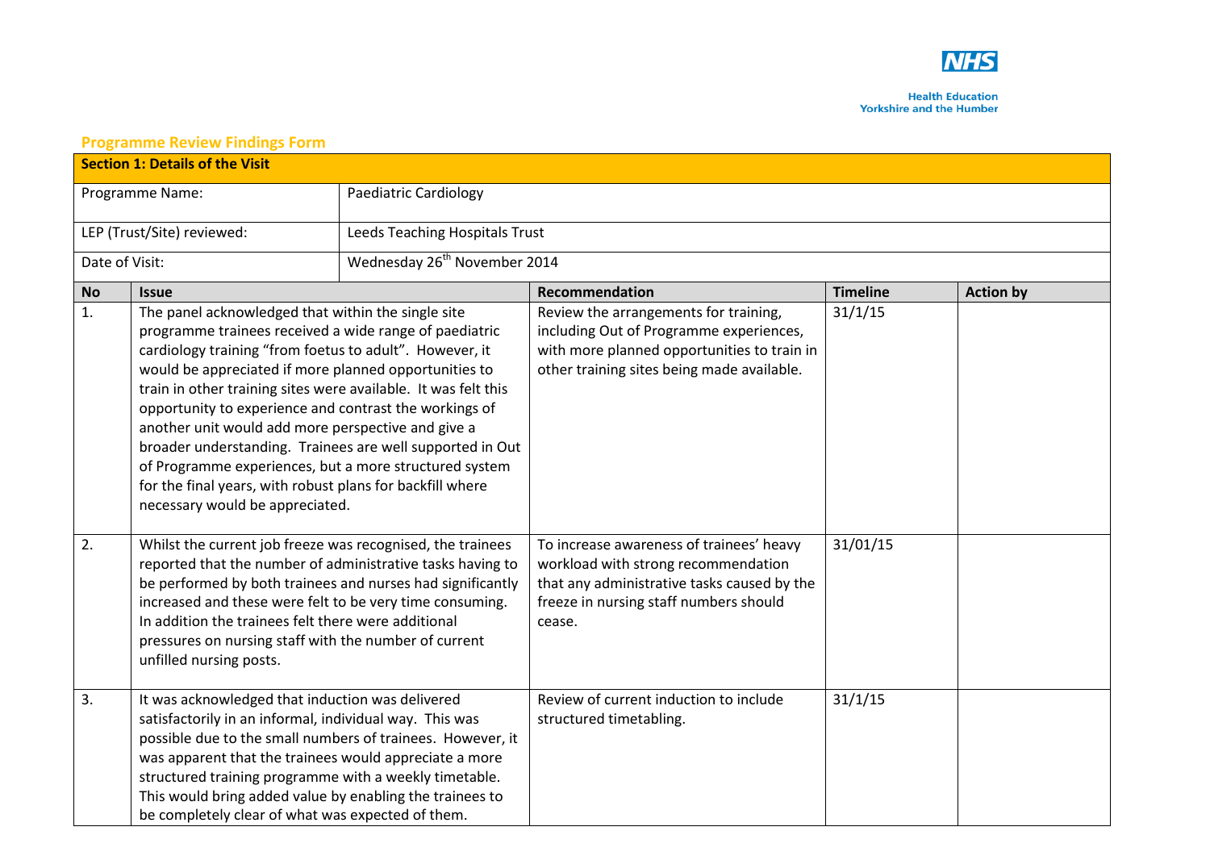Health Education Yorkshire and the Humber

## Programme Review Findings Form

| Section 1: Details of the Visit | |
|---|---|
| Programme Name: | Paediatric Cardiology |
| LEP (Trust/Site) reviewed: | Leeds Teaching Hospitals Trust |
| Date of Visit: | Wednesday 26th November 2014 |

| No | Issue | Recommendation | Timeline | Action by |
|---|---|---|---|---|
| 1. | The panel acknowledged that within the single site programme trainees received a wide range of paediatric cardiology training "from foetus to adult". However, it would be appreciated if more planned opportunities to train in other training sites were available. It was felt this opportunity to experience and contrast the workings of another unit would add more perspective and give a broader understanding. Trainees are well supported in Out of Programme experiences, but a more structured system for the final years, with robust plans for backfill where necessary would be appreciated. | Review the arrangements for training, including Out of Programme experiences, with more planned opportunities to train in other training sites being made available. | 31/1/15 | |
| 2. | Whilst the current job freeze was recognised, the trainees reported that the number of administrative tasks having to be performed by both trainees and nurses had significantly increased and these were felt to be very time consuming. In addition the trainees felt there were additional pressures on nursing staff with the number of current unfilled nursing posts. | To increase awareness of trainees' heavy workload with strong recommendation that any administrative tasks caused by the freeze in nursing staff numbers should cease. | 31/01/15 | |
| 3. | It was acknowledged that induction was delivered satisfactorily in an informal, individual way. This was possible due to the small numbers of trainees. However, it was apparent that the trainees would appreciate a more structured training programme with a weekly timetable. This would bring added value by enabling the trainees to be completely clear of what was expected of them. | Review of current induction to include structured timetabling. | 31/1/15 | |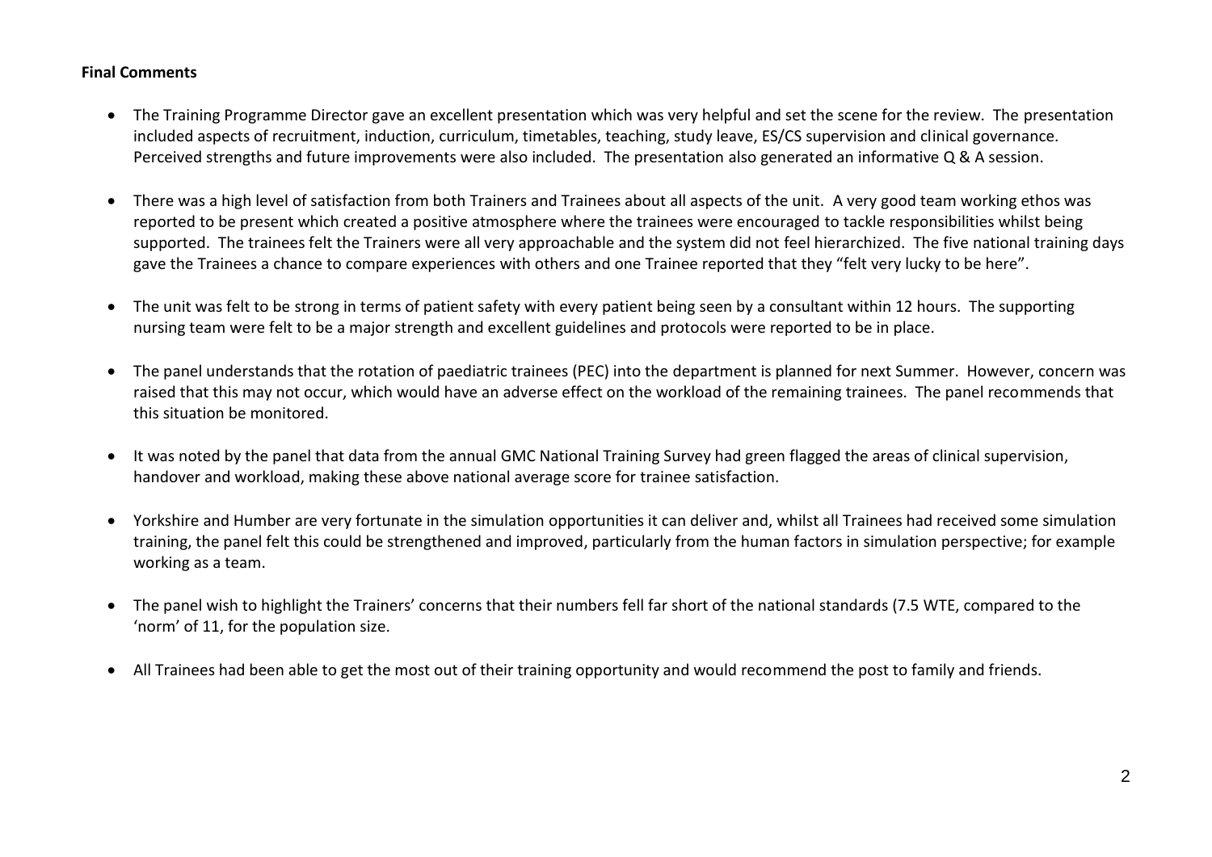**Final Comments**

- The Training Programme Director gave an excellent presentation which was very helpful and set the scene for the review. The presentation included aspects of recruitment, induction, curriculum, timetables, teaching, study leave, ES/CS supervision and clinical governance. Perceived strengths and future improvements were also included. The presentation also generated an informative Q & A session.

- There was a high level of satisfaction from both Trainers and Trainees about all aspects of the unit. A very good team working ethos was reported to be present which created a positive atmosphere where the trainees were encouraged to tackle responsibilities whilst being supported. The trainees felt the Trainers were all very approachable and the system did not feel hierarchized. The five national training days gave the Trainees a chance to compare experiences with others and one Trainee reported that they "felt very lucky to be here".

- The unit was felt to be strong in terms of patient safety with every patient being seen by a consultant within 12 hours. The supporting nursing team were felt to be a major strength and excellent guidelines and protocols were reported to be in place.

- The panel understands that the rotation of paediatric trainees (PEC) into the department is planned for next Summer. However, concern was raised that this may not occur, which would have an adverse effect on the workload of the remaining trainees. The panel recommends that this situation be monitored.

- It was noted by the panel that data from the annual GMC National Training Survey had green flagged the areas of clinical supervision, handover and workload, making these above national average score for trainee satisfaction.

- Yorkshire and Humber are very fortunate in the simulation opportunities it can deliver and, whilst all Trainees had received some simulation training, the panel felt this could be strengthened and improved, particularly from the human factors in simulation perspective; for example working as a team.

- The panel wish to highlight the Trainers' concerns that their numbers fell far short of the national standards (7.5 WTE, compared to the 'norm' of 11, for the population size.

- All Trainees had been able to get the most out of their training opportunity and would recommend the post to family and friends.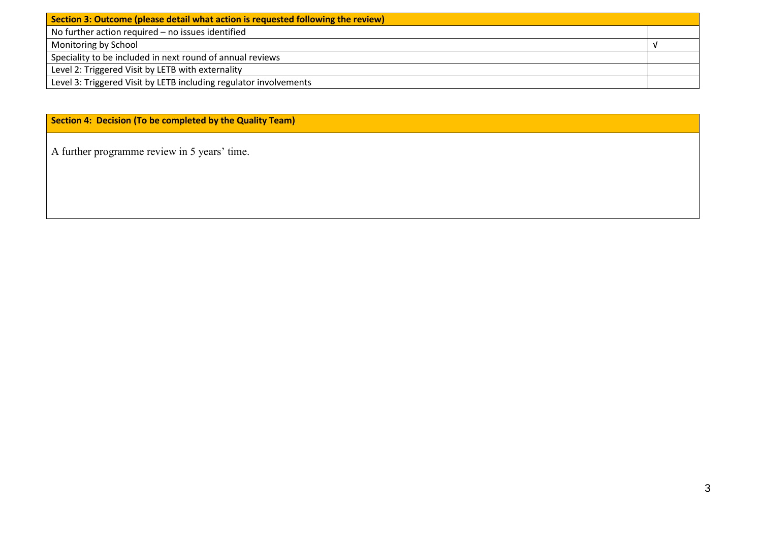| Section 3: Outcome (please detail what action is requested following the review) | |
|---|---|
| No further action required – no issues identified | |
| Monitoring by School | √ |
| Speciality to be included in next round of annual reviews | |
| Level 2: Triggered Visit by LETB with externality | |
| Level 3: Triggered Visit by LETB including regulator involvements | |

| Section 4: Decision (To be completed by the Quality Team) |
|---|
| A further programme review in 5 years' time. |